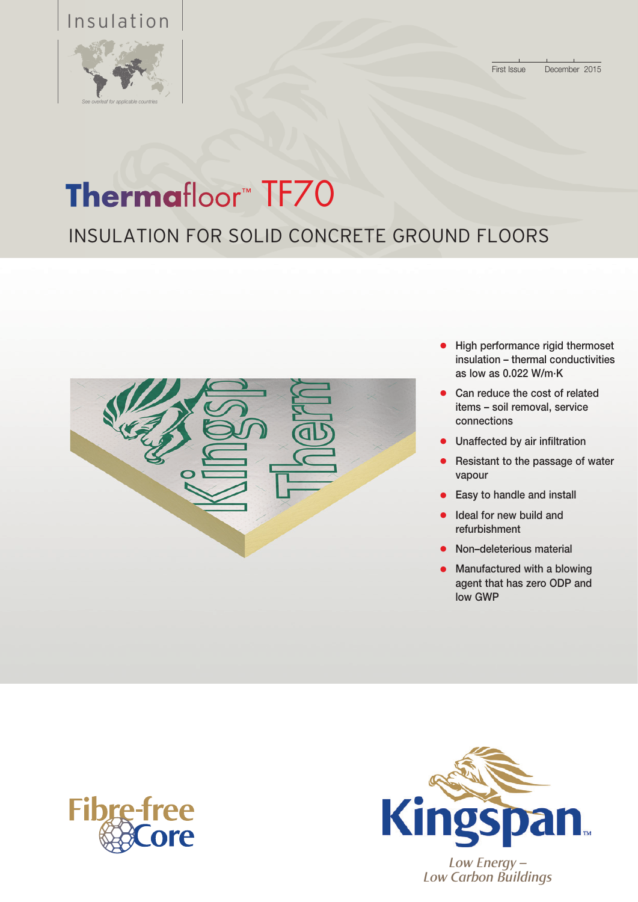Insulation

*See overleaf for applicable countries*

First Issue December 2015

# Thermafloor™ TF70

## INSULATION FOR SOLID CONCRETE GROUND FLOORS

- High performance rigid thermoset insulation – thermal conductivities as low as 0.022 W/m·K
- Can reduce the cost of related items – soil removal, service connections
- Unaffected by air infiltration
- Resistant to the passage of water vapour
- Easy to handle and install
- Ideal for new build and refurbishment
- Non–deleterious material
- Manufactured with a blowing agent that has zero ODP and low GWP

Fibre-free Core

Kingspan™

*Low Energy – Low Carbon Buildings*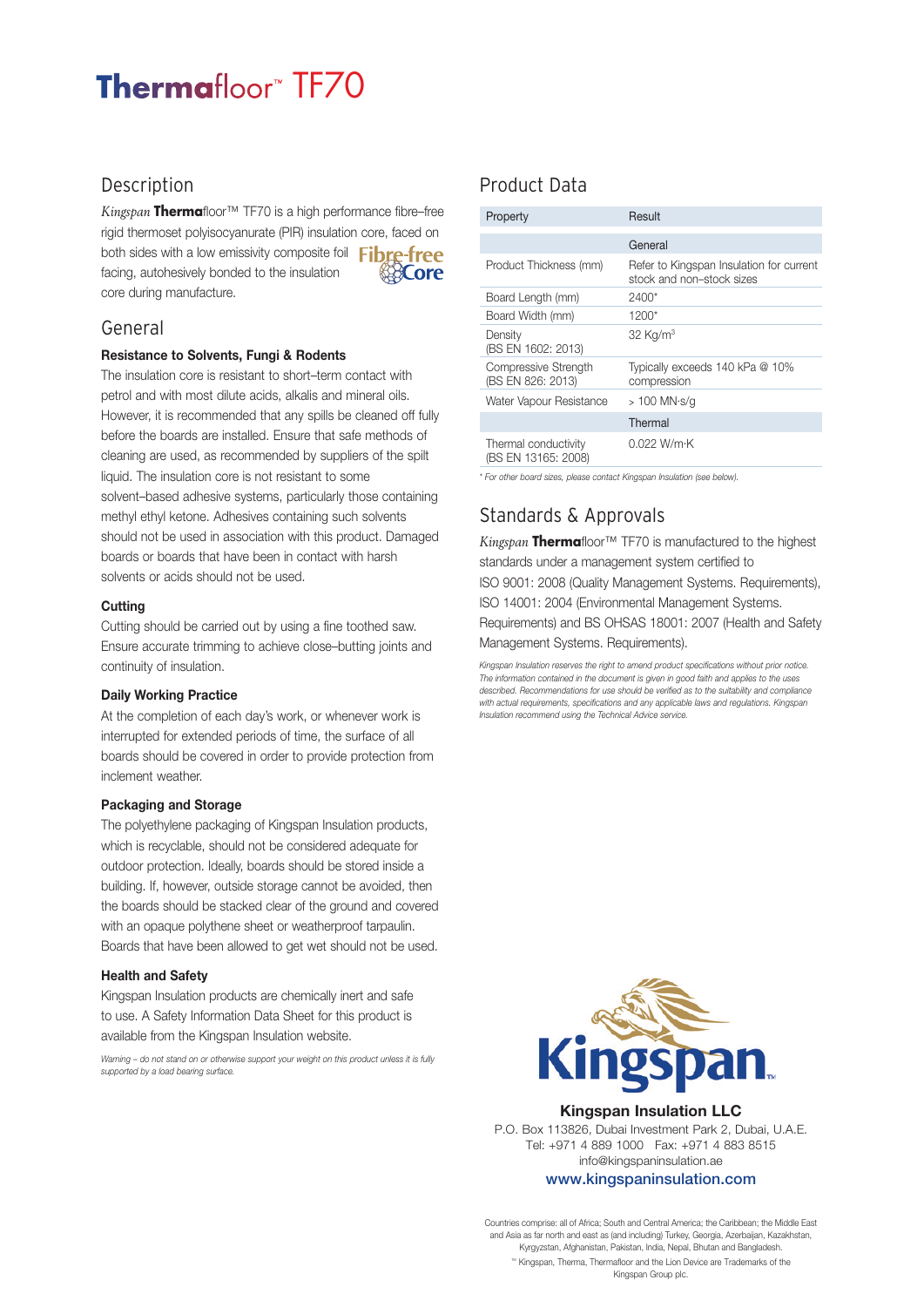# Thermafloor™ TF70

## Description

*Kingspan* **Therma**floor™ TF70 is a high performance fibre–free rigid thermoset polyisocyanurate (PIR) insulation core, faced on both sides with a low emissivity composite foil facing, autohesively bonded to the insulation core during manufacture.

Fibre-free Core

## General

### Resistance to Solvents, Fungi & Rodents

The insulation core is resistant to short–term contact with petrol and with most dilute acids, alkalis and mineral oils. However, it is recommended that any spills be cleaned off fully before the boards are installed. Ensure that safe methods of cleaning are used, as recommended by suppliers of the spilt liquid. The insulation core is not resistant to some solvent–based adhesive systems, particularly those containing methyl ethyl ketone. Adhesives containing such solvents should not be used in association with this product. Damaged boards or boards that have been in contact with harsh solvents or acids should not be used.

### Cutting

Cutting should be carried out by using a fine toothed saw. Ensure accurate trimming to achieve close–butting joints and continuity of insulation.

### Daily Working Practice

At the completion of each day's work, or whenever work is interrupted for extended periods of time, the surface of all boards should be covered in order to provide protection from inclement weather.

### Packaging and Storage

The polyethylene packaging of Kingspan Insulation products, which is recyclable, should not be considered adequate for outdoor protection. Ideally, boards should be stored inside a building. If, however, outside storage cannot be avoided, then the boards should be stacked clear of the ground and covered with an opaque polythene sheet or weatherproof tarpaulin. Boards that have been allowed to get wet should not be used.

### Health and Safety

Kingspan Insulation products are chemically inert and safe to use. A Safety Information Data Sheet for this product is available from the Kingspan Insulation website.

*Warning – do not stand on or otherwise support your weight on this product unless it is fully supported by a load bearing surface.*

## Product Data

| Property | Result |
|---|---|
| | General |
| Product Thickness (mm) | Refer to Kingspan Insulation for current stock and non–stock sizes |
| Board Length (mm) | 2400* |
| Board Width (mm) | 1200* |
| Density (BS EN 1602: 2013) | 32 Kg/m³ |
| Compressive Strength (BS EN 826: 2013) | Typically exceeds 140 kPa @ 10% compression |
| Water Vapour Resistance | > 100 MN·s/g |
| | Thermal |
| Thermal conductivity (BS EN 13165: 2008) | 0.022 W/m·K |

*\* For other board sizes, please contact Kingspan Insulation (see below).*

## Standards & Approvals

*Kingspan* **Therma**floor™ TF70 is manufactured to the highest standards under a management system certified to ISO 9001: 2008 (Quality Management Systems. Requirements), ISO 14001: 2004 (Environmental Management Systems. Requirements) and BS OHSAS 18001: 2007 (Health and Safety Management Systems. Requirements).

*Kingspan Insulation reserves the right to amend product specifications without prior notice. The information contained in the document is given in good faith and applies to the uses described. Recommendations for use should be verified as to the suitability and compliance with actual requirements, specifications and any applicable laws and regulations. Kingspan Insulation recommend using the Technical Advice service.*

Kingspan

**Kingspan Insulation LLC**
P.O. Box 113826, Dubai Investment Park 2, Dubai, U.A.E.
Tel: +971 4 889 1000 Fax: +971 4 883 8515
info@kingspaninsulation.ae
**www.kingspaninsulation.com**

Countries comprise: all of Africa; South and Central America; the Caribbean; the Middle East and Asia as far north and east as (and including) Turkey, Georgia, Azerbaijan, Kazakhstan, Kyrgyzstan, Afghanistan, Pakistan, India, Nepal, Bhutan and Bangladesh.

™ Kingspan, Therma, Thermafloor and the Lion Device are Trademarks of the Kingspan Group plc.